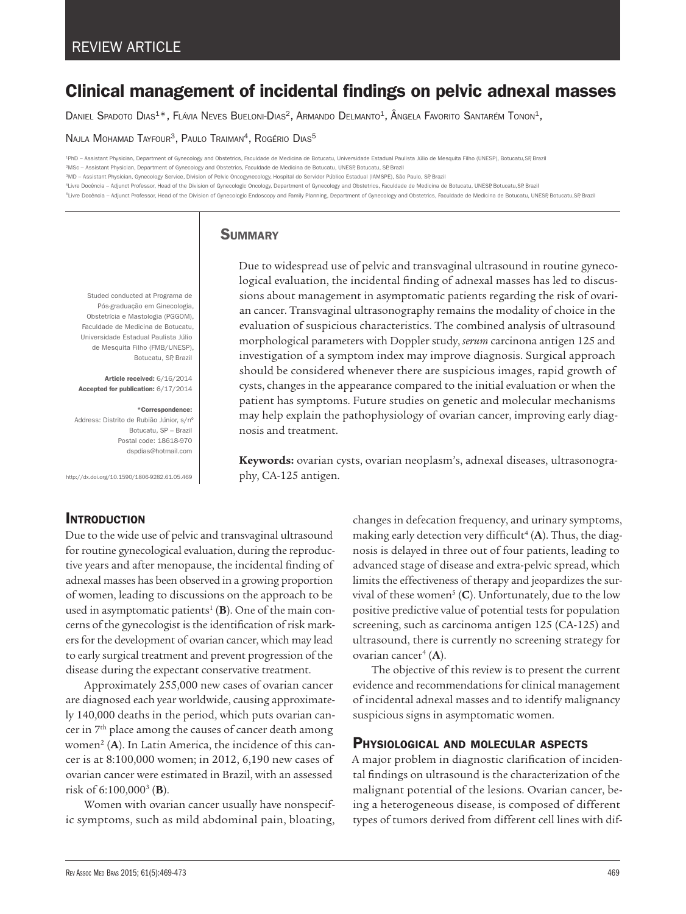REVIEW ARTICLE

# Clinical management of incidental findings on pelvic adnexal masses

Daniel Spadoto Dias[1]*, Flávia Neves Bueloni-Dias[2], Armando Delmanto[1], Ângela Favorito Santarém Tonon[1], Najla Mohamad Tayfour[3], Paulo Traiman[4], Rogério Dias[5]

[1]PhD – Assistant Physician, Department of Gynecology and Obstetrics, Faculdade de Medicina de Botucatu, Universidade Estadual Paulista Júlio de Mesquita Filho (UNESP), Botucatu,SP, Brazil
[2]MSc – Assistant Physician, Department of Gynecology and Obstetrics, Faculdade de Medicina de Botucatu, UNESP, Botucatu, SP, Brazil
[3]MD – Assistant Physician, Gynecology Service, Division of Pelvic Oncogynecology, Hospital do Servidor Público Estadual (IAMSPE), São Paulo, SP, Brazil
[4]Livre Docência – Adjunct Professor, Head of the Division of Gynecologic Oncology, Department of Gynecology and Obstetrics, Faculdade de Medicina de Botucatu, UNESP, Botucatu,SP, Brazil
[5]Livre Docência – Adjunct Professor, Head of the Division of Gynecologic Endoscopy and Family Planning, Department of Gynecology and Obstetrics, Faculdade de Medicina de Botucatu, UNESP, Botucatu,SP, Brazil

Studed conducted at Programa de Pós-graduação em Ginecologia, Obstetrícia e Mastologia (PGGOM), Faculdade de Medicina de Botucatu, Universidade Estadual Paulista Júlio de Mesquita Filho (FMB/UNESP), Botucatu, SP, Brazil

**Article received:** 6/16/2014
**Accepted for publication:** 6/17/2014

***Correspondence:**
Address: Distrito de Rubião Júnior, s/nº
Botucatu, SP – Brazil
Postal code: 18618-970
dspdias@hotmail.com

http://dx.doi.org/10.1590/1806-9282.61.05.469

## Summary

Due to widespread use of pelvic and transvaginal ultrasound in routine gynecological evaluation, the incidental finding of adnexal masses has led to discussions about management in asymptomatic patients regarding the risk of ovarian cancer. Transvaginal ultrasonography remains the modality of choice in the evaluation of suspicious characteristics. The combined analysis of ultrasound morphological parameters with Doppler study, *serum* carcinona antigen 125 and investigation of a symptom index may improve diagnosis. Surgical approach should be considered whenever there are suspicious images, rapid growth of cysts, changes in the appearance compared to the initial evaluation or when the patient has symptoms. Future studies on genetic and molecular mechanisms may help explain the pathophysiology of ovarian cancer, improving early diagnosis and treatment.

**Keywords:** ovarian cysts, ovarian neoplasm's, adnexal diseases, ultrasonography, CA-125 antigen.

## Introduction

Due to the wide use of pelvic and transvaginal ultrasound for routine gynecological evaluation, during the reproductive years and after menopause, the incidental finding of adnexal masses has been observed in a growing proportion of women, leading to discussions on the approach to be used in asymptomatic patients[1] (**B**). One of the main concerns of the gynecologist is the identification of risk markers for the development of ovarian cancer, which may lead to early surgical treatment and prevent progression of the disease during the expectant conservative treatment.

Approximately 255,000 new cases of ovarian cancer are diagnosed each year worldwide, causing approximately 140,000 deaths in the period, which puts ovarian cancer in 7th place among the causes of cancer death among women[2] (**A**). In Latin America, the incidence of this cancer is at 8:100,000 women; in 2012, 6,190 new cases of ovarian cancer were estimated in Brazil, with an assessed risk of 6:100,000[3] (**B**).

Women with ovarian cancer usually have nonspecific symptoms, such as mild abdominal pain, bloating, changes in defecation frequency, and urinary symptoms, making early detection very difficult[4] (**A**). Thus, the diagnosis is delayed in three out of four patients, leading to advanced stage of disease and extra-pelvic spread, which limits the effectiveness of therapy and jeopardizes the survival of these women[5] (**C**). Unfortunately, due to the low positive predictive value of potential tests for population screening, such as carcinoma antigen 125 (CA-125) and ultrasound, there is currently no screening strategy for ovarian cancer[4] (**A**).

The objective of this review is to present the current evidence and recommendations for clinical management of incidental adnexal masses and to identify malignancy suspicious signs in asymptomatic women.

## Physiological and molecular aspects

A major problem in diagnostic clarification of incidental findings on ultrasound is the characterization of the malignant potential of the lesions. Ovarian cancer, being a heterogeneous disease, is composed of different types of tumors derived from different cell lines with dif-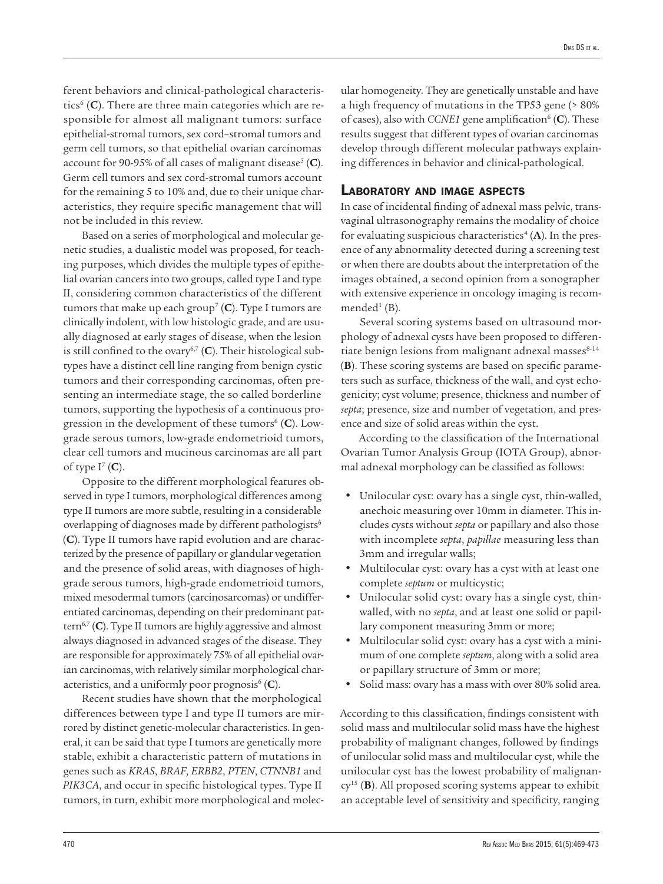ferent behaviors and clinical-pathological characteristics[6] (**C**). There are three main categories which are responsible for almost all malignant tumors: surface epithelial-stromal tumors, sex cord–stromal tumors and germ cell tumors, so that epithelial ovarian carcinomas account for 90-95% of all cases of malignant disease[5] (**C**). Germ cell tumors and sex cord-stromal tumors account for the remaining 5 to 10% and, due to their unique characteristics, they require specific management that will not be included in this review.

Based on a series of morphological and molecular genetic studies, a dualistic model was proposed, for teaching purposes, which divides the multiple types of epithelial ovarian cancers into two groups, called type I and type II, considering common characteristics of the different tumors that make up each group[7] (**C**). Type I tumors are clinically indolent, with low histologic grade, and are usually diagnosed at early stages of disease, when the lesion is still confined to the ovary[6,7] (**C**). Their histological subtypes have a distinct cell line ranging from benign cystic tumors and their corresponding carcinomas, often presenting an intermediate stage, the so called borderline tumors, supporting the hypothesis of a continuous progression in the development of these tumors[6] (**C**). Low-grade serous tumors, low-grade endometrioid tumors, clear cell tumors and mucinous carcinomas are all part of type I[7] (**C**).

Opposite to the different morphological features observed in type I tumors, morphological differences among type II tumors are more subtle, resulting in a considerable overlapping of diagnoses made by different pathologists[6] (**C**). Type II tumors have rapid evolution and are characterized by the presence of papillary or glandular vegetation and the presence of solid areas, with diagnoses of high-grade serous tumors, high-grade endometrioid tumors, mixed mesodermal tumors (carcinosarcomas) or undifferentiated carcinomas, depending on their predominant pattern[6,7] (**C**). Type II tumors are highly aggressive and almost always diagnosed in advanced stages of the disease. They are responsible for approximately 75% of all epithelial ovarian carcinomas, with relatively similar morphological characteristics, and a uniformly poor prognosis[6] (**C**).

Recent studies have shown that the morphological differences between type I and type II tumors are mirrored by distinct genetic-molecular characteristics. In general, it can be said that type I tumors are genetically more stable, exhibit a characteristic pattern of mutations in genes such as *KRAS*, *BRAF*, *ERBB2*, *PTEN*, *CTNNB1* and *PIK3CA*, and occur in specific histological types. Type II tumors, in turn, exhibit more morphological and molecular homogeneity. They are genetically unstable and have a high frequency of mutations in the TP53 gene (> 80% of cases), also with *CCNE1* gene amplification[6] (**C**). These results suggest that different types of ovarian carcinomas develop through different molecular pathways explaining differences in behavior and clinical-pathological.

## Laboratory and image aspects

In case of incidental finding of adnexal mass pelvic, transvaginal ultrasonography remains the modality of choice for evaluating suspicious characteristics[4] (**A**). In the presence of any abnormality detected during a screening test or when there are doubts about the interpretation of the images obtained, a second opinion from a sonographer with extensive experience in oncology imaging is recommended[1] (B).

Several scoring systems based on ultrasound morphology of adnexal cysts have been proposed to differentiate benign lesions from malignant adnexal masses[8-14] (**B**). These scoring systems are based on specific parameters such as surface, thickness of the wall, and cyst echogenicity; cyst volume; presence, thickness and number of *septa*; presence, size and number of vegetation, and presence and size of solid areas within the cyst.

According to the classification of the International Ovarian Tumor Analysis Group (IOTA Group), abnormal adnexal morphology can be classified as follows:

- Unilocular cyst: ovary has a single cyst, thin-walled, anechoic measuring over 10mm in diameter. This includes cysts without *septa* or papillary and also those with incomplete *septa*, *papillae* measuring less than 3mm and irregular walls;
- Multilocular cyst: ovary has a cyst with at least one complete *septum* or multicystic;
- Unilocular solid cyst: ovary has a single cyst, thin-walled, with no *septa*, and at least one solid or papillary component measuring 3mm or more;
- Multilocular solid cyst: ovary has a cyst with a minimum of one complete *septum*, along with a solid area or papillary structure of 3mm or more;
- Solid mass: ovary has a mass with over 80% solid area.

According to this classification, findings consistent with solid mass and multilocular solid mass have the highest probability of malignant changes, followed by findings of unilocular solid mass and multilocular cyst, while the unilocular cyst has the lowest probability of malignancy[15] (**B**). All proposed scoring systems appear to exhibit an acceptable level of sensitivity and specificity, ranging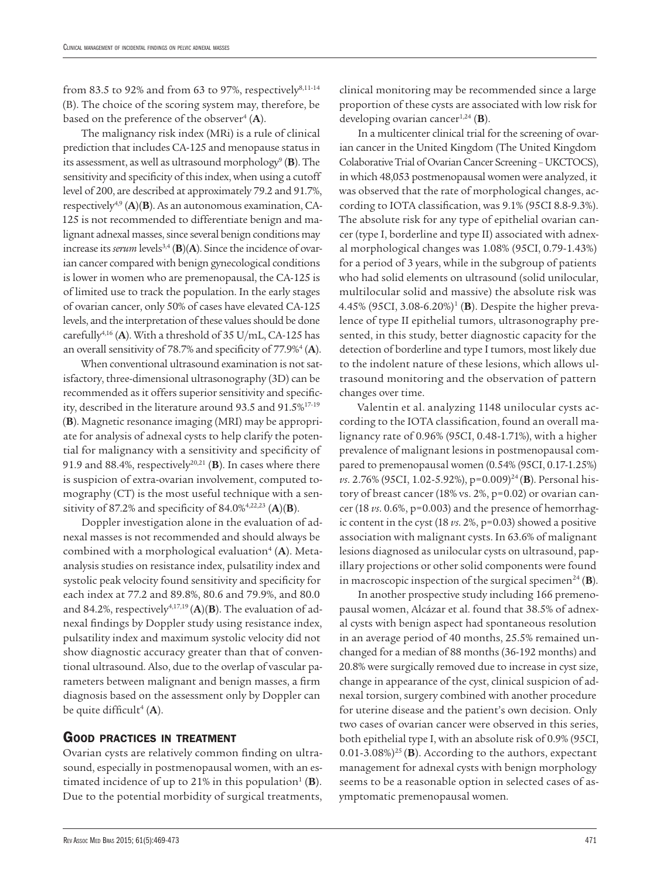from 83.5 to 92% and from 63 to 97%, respectively[8,11-14] (B). The choice of the scoring system may, therefore, be based on the preference of the observer[4] (**A**).

The malignancy risk index (MRi) is a rule of clinical prediction that includes CA-125 and menopause status in its assessment, as well as ultrasound morphology[9] (**B**). The sensitivity and specificity of this index, when using a cutoff level of 200, are described at approximately 79.2 and 91.7%, respectively[4,9] (**A**)(**B**). As an autonomous examination, CA-125 is not recommended to differentiate benign and malignant adnexal masses, since several benign conditions may increase its *serum* levels[3,4] (**B**)(**A**). Since the incidence of ovarian cancer compared with benign gynecological conditions is lower in women who are premenopausal, the CA-125 is of limited use to track the population. In the early stages of ovarian cancer, only 50% of cases have elevated CA-125 levels, and the interpretation of these values should be done carefully[4,16] (**A**). With a threshold of 35 U/mL, CA-125 has an overall sensitivity of 78.7% and specificity of 77.9%[4] (**A**).

When conventional ultrasound examination is not satisfactory, three-dimensional ultrasonography (3D) can be recommended as it offers superior sensitivity and specificity, described in the literature around 93.5 and 91.5%[17-19] (**B**). Magnetic resonance imaging (MRI) may be appropriate for analysis of adnexal cysts to help clarify the potential for malignancy with a sensitivity and specificity of 91.9 and 88.4%, respectively[20,21] (**B**). In cases where there is suspicion of extra-ovarian involvement, computed tomography (CT) is the most useful technique with a sensitivity of 87.2% and specificity of 84.0%[4,22,23] (**A**)(**B**).

Doppler investigation alone in the evaluation of adnexal masses is not recommended and should always be combined with a morphological evaluation[4] (**A**). Meta-analysis studies on resistance index, pulsatility index and systolic peak velocity found sensitivity and specificity for each index at 77.2 and 89.8%, 80.6 and 79.9%, and 80.0 and 84.2%, respectively[4,17,19] (**A**)(**B**). The evaluation of adnexal findings by Doppler study using resistance index, pulsatility index and maximum systolic velocity did not show diagnostic accuracy greater than that of conventional ultrasound. Also, due to the overlap of vascular parameters between malignant and benign masses, a firm diagnosis based on the assessment only by Doppler can be quite difficult[4] (**A**).

## Good practices in treatment

Ovarian cysts are relatively common finding on ultrasound, especially in postmenopausal women, with an estimated incidence of up to 21% in this population[1] (**B**). Due to the potential morbidity of surgical treatments, clinical monitoring may be recommended since a large proportion of these cysts are associated with low risk for developing ovarian cancer[1,24] (**B**).

In a multicenter clinical trial for the screening of ovarian cancer in the United Kingdom (The United Kingdom Colaborative Trial of Ovarian Cancer Screening – UKCTOCS), in which 48,053 postmenopausal women were analyzed, it was observed that the rate of morphological changes, according to IOTA classification, was 9.1% (95CI 8.8-9.3%). The absolute risk for any type of epithelial ovarian cancer (type I, borderline and type II) associated with adnexal morphological changes was 1.08% (95CI, 0.79-1.43%) for a period of 3 years, while in the subgroup of patients who had solid elements on ultrasound (solid unilocular, multilocular solid and massive) the absolute risk was 4.45% (95CI, 3.08-6.20%)[1] (**B**). Despite the higher prevalence of type II epithelial tumors, ultrasonography presented, in this study, better diagnostic capacity for the detection of borderline and type I tumors, most likely due to the indolent nature of these lesions, which allows ultrasound monitoring and the observation of pattern changes over time.

Valentin et al. analyzing 1148 unilocular cysts according to the IOTA classification, found an overall malignancy rate of 0.96% (95CI, 0.48-1.71%), with a higher prevalence of malignant lesions in postmenopausal compared to premenopausal women (0.54% (95CI, 0.17-1.25%) *vs.* 2.76% (95CI, 1.02-5.92%), p=0.009)[24] (**B**). Personal history of breast cancer (18% vs. 2%, p=0.02) or ovarian cancer (18 *vs.* 0.6%, p=0.003) and the presence of hemorrhagic content in the cyst (18 *vs.* 2%, p=0.03) showed a positive association with malignant cysts. In 63.6% of malignant lesions diagnosed as unilocular cysts on ultrasound, papillary projections or other solid components were found in macroscopic inspection of the surgical specimen[24] (**B**).

In another prospective study including 166 premenopausal women, Alcázar et al. found that 38.5% of adnexal cysts with benign aspect had spontaneous resolution in an average period of 40 months, 25.5% remained unchanged for a median of 88 months (36-192 months) and 20.8% were surgically removed due to increase in cyst size, change in appearance of the cyst, clinical suspicion of adnexal torsion, surgery combined with another procedure for uterine disease and the patient's own decision. Only two cases of ovarian cancer were observed in this series, both epithelial type I, with an absolute risk of 0.9% (95CI, 0.01-3.08%)[25] (**B**). According to the authors, expectant management for adnexal cysts with benign morphology seems to be a reasonable option in selected cases of asymptomatic premenopausal women.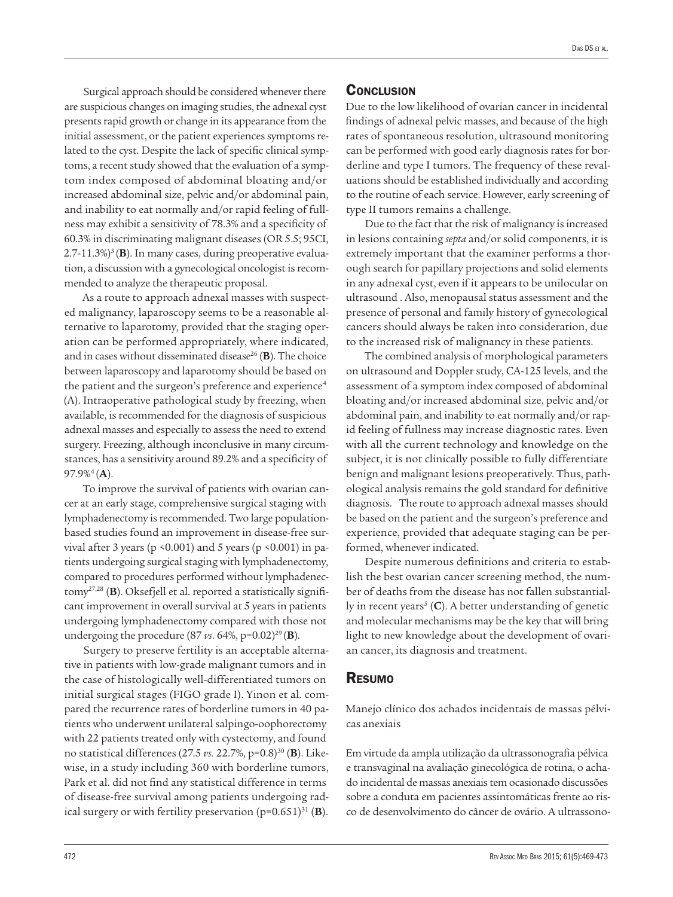Surgical approach should be considered whenever there are suspicious changes on imaging studies, the adnexal cyst presents rapid growth or change in its appearance from the initial assessment, or the patient experiences symptoms related to the cyst. Despite the lack of specific clinical symptoms, a recent study showed that the evaluation of a symptom index composed of abdominal bloating and/or increased abdominal size, pelvic and/or abdominal pain, and inability to eat normally and/or rapid feeling of fullness may exhibit a sensitivity of 78.3% and a specificity of 60.3% in discriminating malignant diseases (OR 5.5; 95CI, 2.7-11.3%)[3] (**B**). In many cases, during preoperative evaluation, a discussion with a gynecological oncologist is recommended to analyze the therapeutic proposal.

As a route to approach adnexal masses with suspected malignancy, laparoscopy seems to be a reasonable alternative to laparotomy, provided that the staging operation can be performed appropriately, where indicated, and in cases without disseminated disease[26] (**B**). The choice between laparoscopy and laparotomy should be based on the patient and the surgeon's preference and experience[4] (A). Intraoperative pathological study by freezing, when available, is recommended for the diagnosis of suspicious adnexal masses and especially to assess the need to extend surgery. Freezing, although inconclusive in many circumstances, has a sensitivity around 89.2% and a specificity of 97.9%[4] (**A**).

To improve the survival of patients with ovarian cancer at an early stage, comprehensive surgical staging with lymphadenectomy is recommended. Two large population-based studies found an improvement in disease-free survival after 3 years ($p < 0.001$) and 5 years ($p < 0.001$) in patients undergoing surgical staging with lymphadenectomy, compared to procedures performed without lymphadenectomy[27,28] (**B**). Oksefjell et al. reported a statistically significant improvement in overall survival at 5 years in patients undergoing lymphadenectomy compared with those not undergoing the procedure (87 *vs*. 64%, p=0.02)[29] (**B**).

Surgery to preserve fertility is an acceptable alternative in patients with low-grade malignant tumors and in the case of histologically well-differentiated tumors on initial surgical stages (FIGO grade I). Yinon et al. compared the recurrence rates of borderline tumors in 40 patients who underwent unilateral salpingo-oophorectomy with 22 patients treated only with cystectomy, and found no statistical differences (27.5 *vs.* 22.7%, p=0.8)[30] (**B**). Likewise, in a study including 360 with borderline tumors, Park et al. did not find any statistical difference in terms of disease-free survival among patients undergoing radical surgery or with fertility preservation (p=0.651)[31] (**B**).

## Conclusion

Due to the low likelihood of ovarian cancer in incidental findings of adnexal pelvic masses, and because of the high rates of spontaneous resolution, ultrasound monitoring can be performed with good early diagnosis rates for borderline and type I tumors. The frequency of these revaluations should be established individually and according to the routine of each service. However, early screening of type II tumors remains a challenge.

Due to the fact that the risk of malignancy is increased in lesions containing *septa* and/or solid components, it is extremely important that the examiner performs a thorough search for papillary projections and solid elements in any adnexal cyst, even if it appears to be unilocular on ultrasound . Also, menopausal status assessment and the presence of personal and family history of gynecological cancers should always be taken into consideration, due to the increased risk of malignancy in these patients.

The combined analysis of morphological parameters on ultrasound and Doppler study, CA-125 levels, and the assessment of a symptom index composed of abdominal bloating and/or increased abdominal size, pelvic and/or abdominal pain, and inability to eat normally and/or rapid feeling of fullness may increase diagnostic rates. Even with all the current technology and knowledge on the subject, it is not clinically possible to fully differentiate benign and malignant lesions preoperatively. Thus, pathological analysis remains the gold standard for definitive diagnosis. The route to approach adnexal masses should be based on the patient and the surgeon's preference and experience, provided that adequate staging can be performed, whenever indicated.

Despite numerous definitions and criteria to establish the best ovarian cancer screening method, the number of deaths from the disease has not fallen substantially in recent years[5] (**C**). A better understanding of genetic and molecular mechanisms may be the key that will bring light to new knowledge about the development of ovarian cancer, its diagnosis and treatment.

## Resumo

Manejo clínico dos achados incidentais de massas pélvicas anexiais

Em virtude da ampla utilização da ultrassonografia pélvica e transvaginal na avaliação ginecológica de rotina, o achado incidental de massas anexiais tem ocasionado discussões sobre a conduta em pacientes assintomáticas frente ao risco de desenvolvimento do câncer de ovário. A ultrassono-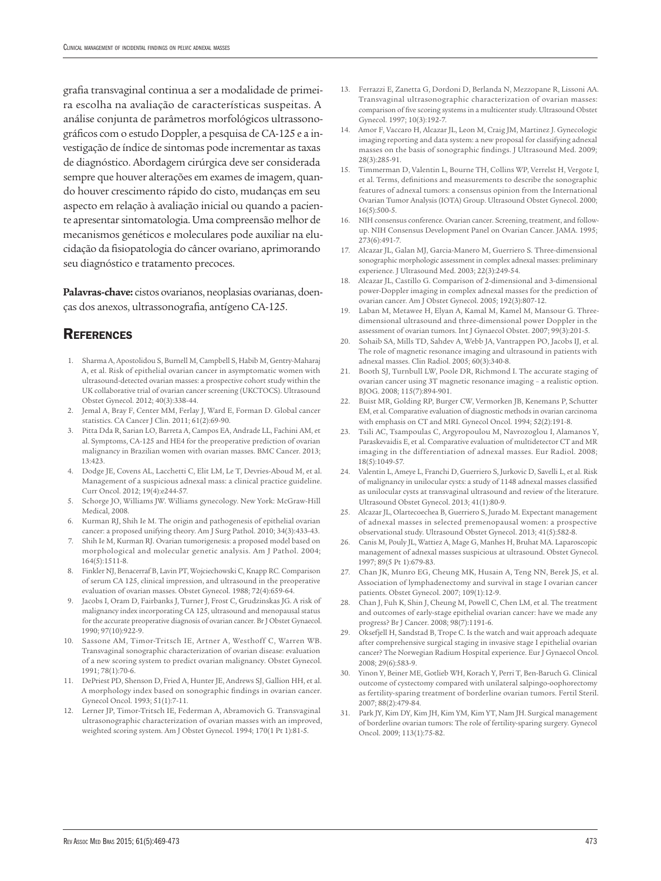grafia transvaginal continua a ser a modalidade de primeira escolha na avaliação de características suspeitas. A análise conjunta de parâmetros morfológicos ultrassonográficos com o estudo Doppler, a pesquisa de CA-125 e a investigação de índice de sintomas pode incrementar as taxas de diagnóstico. Abordagem cirúrgica deve ser considerada sempre que houver alterações em exames de imagem, quando houver crescimento rápido do cisto, mudanças em seu aspecto em relação à avaliação inicial ou quando a paciente apresentar sintomatologia. Uma compreensão melhor de mecanismos genéticos e moleculares pode auxiliar na elucidação da fisiopatologia do câncer ovariano, aprimorando seu diagnóstico e tratamento precoces.

**Palavras-chave:** cistos ovarianos, neoplasias ovarianas, doenças dos anexos, ultrassonografia, antígeno CA-125.

## References

1. Sharma A, Apostolidou S, Burnell M, Campbell S, Habib M, Gentry-Maharaj A, et al. Risk of epithelial ovarian cancer in asymptomatic women with ultrasound-detected ovarian masses: a prospective cohort study within the UK collaborative trial of ovarian cancer screening (UKCTOCS). Ultrasound Obstet Gynecol. 2012; 40(3):338-44.
2. Jemal A, Bray F, Center MM, Ferlay J, Ward E, Forman D. Global cancer statistics. CA Cancer J Clin. 2011; 61(2):69-90.
3. Pitta Dda R, Sarian LO, Barreta A, Campos EA, Andrade LL, Fachini AM, et al. Symptoms, CA-125 and HE4 for the preoperative prediction of ovarian malignancy in Brazilian women with ovarian masses. BMC Cancer. 2013; 13:423.
4. Dodge JE, Covens AL, Lacchetti C, Elit LM, Le T, Devries-Aboud M, et al. Management of a suspicious adnexal mass: a clinical practice guideline. Curr Oncol. 2012; 19(4):e244-57.
5. Schorge JO, Williams JW. Williams gynecology. New York: McGraw-Hill Medical, 2008.
6. Kurman RJ, Shih Ie M. The origin and pathogenesis of epithelial ovarian cancer: a proposed unifying theory. Am J Surg Pathol. 2010; 34(3):433-43.
7. Shih Ie M, Kurman RJ. Ovarian tumorigenesis: a proposed model based on morphological and molecular genetic analysis. Am J Pathol. 2004; 164(5):1511-8.
8. Finkler NJ, Benacerraf B, Lavin PT, Wojciechowski C, Knapp RC. Comparison of serum CA 125, clinical impression, and ultrasound in the preoperative evaluation of ovarian masses. Obstet Gynecol. 1988; 72(4):659-64.
9. Jacobs I, Oram D, Fairbanks J, Turner J, Frost C, Grudzinskas JG. A risk of malignancy index incorporating CA 125, ultrasound and menopausal status for the accurate preoperative diagnosis of ovarian cancer. Br J Obstet Gynaecol. 1990; 97(10):922-9.
10. Sassone AM, Timor-Tritsch IE, Artner A, Westhoff C, Warren WB. Transvaginal sonographic characterization of ovarian disease: evaluation of a new scoring system to predict ovarian malignancy. Obstet Gynecol. 1991; 78(1):70-6.
11. DePriest PD, Shenson D, Fried A, Hunter JE, Andrews SJ, Gallion HH, et al. A morphology index based on sonographic findings in ovarian cancer. Gynecol Oncol. 1993; 51(1):7-11.
12. Lerner JP, Timor-Tritsch IE, Federman A, Abramovich G. Transvaginal ultrasonographic characterization of ovarian masses with an improved, weighted scoring system. Am J Obstet Gynecol. 1994; 170(1 Pt 1):81-5.
13. Ferrazzi E, Zanetta G, Dordoni D, Berlanda N, Mezzopane R, Lissoni AA. Transvaginal ultrasonographic characterization of ovarian masses: comparison of five scoring systems in a multicenter study. Ultrasound Obstet Gynecol. 1997; 10(3):192-7.
14. Amor F, Vaccaro H, Alcazar JL, Leon M, Craig JM, Martinez J. Gynecologic imaging reporting and data system: a new proposal for classifying adnexal masses on the basis of sonographic findings. J Ultrasound Med. 2009; 28(3):285-91.
15. Timmerman D, Valentin L, Bourne TH, Collins WP, Verrelst H, Vergote I, et al. Terms, definitions and measurements to describe the sonographic features of adnexal tumors: a consensus opinion from the International Ovarian Tumor Analysis (IOTA) Group. Ultrasound Obstet Gynecol. 2000; 16(5):500-5.
16. NIH consensus conference. Ovarian cancer. Screening, treatment, and follow-up. NIH Consensus Development Panel on Ovarian Cancer. JAMA. 1995; 273(6):491-7.
17. Alcazar JL, Galan MJ, Garcia-Manero M, Guerriero S. Three-dimensional sonographic morphologic assessment in complex adnexal masses: preliminary experience. J Ultrasound Med. 2003; 22(3):249-54.
18. Alcazar JL, Castillo G. Comparison of 2-dimensional and 3-dimensional power-Doppler imaging in complex adnexal masses for the prediction of ovarian cancer. Am J Obstet Gynecol. 2005; 192(3):807-12.
19. Laban M, Metawee H, Elyan A, Kamal M, Kamel M, Mansour G. Three-dimensional ultrasound and three-dimensional power Doppler in the assessment of ovarian tumors. Int J Gynaecol Obstet. 2007; 99(3):201-5.
20. Sohaib SA, Mills TD, Sahdev A, Webb JA, Vantrappen PO, Jacobs IJ, et al. The role of magnetic resonance imaging and ultrasound in patients with adnexal masses. Clin Radiol. 2005; 60(3):340-8.
21. Booth SJ, Turnbull LW, Poole DR, Richmond I. The accurate staging of ovarian cancer using 3T magnetic resonance imaging – a realistic option. BJOG. 2008; 115(7):894-901.
22. Buist MR, Golding RP, Burger CW, Vermorken JB, Kenemans P, Schutter EM, et al. Comparative evaluation of diagnostic methods in ovarian carcinoma with emphasis on CT and MRI. Gynecol Oncol. 1994; 52(2):191-8.
23. Tsili AC, Tsampoulas C, Argyropoulou M, Navrozoglou I, Alamanos Y, Paraskevaidis E, et al. Comparative evaluation of multidetector CT and MR imaging in the differentiation of adnexal masses. Eur Radiol. 2008; 18(5):1049-57.
24. Valentin L, Ameye L, Franchi D, Guerriero S, Jurkovic D, Savelli L, et al. Risk of malignancy in unilocular cysts: a study of 1148 adnexal masses classified as unilocular cysts at transvaginal ultrasound and review of the literature. Ultrasound Obstet Gynecol. 2013; 41(1):80-9.
25. Alcazar JL, Olartecoechea B, Guerriero S, Jurado M. Expectant management of adnexal masses in selected premenopausal women: a prospective observational study. Ultrasound Obstet Gynecol. 2013; 41(5):582-8.
26. Canis M, Pouly JL, Wattiez A, Mage G, Manhes H, Bruhat MA. Laparoscopic management of adnexal masses suspicious at ultrasound. Obstet Gynecol. 1997; 89(5 Pt 1):679-83.
27. Chan JK, Munro EG, Cheung MK, Husain A, Teng NN, Berek JS, et al. Association of lymphadenectomy and survival in stage I ovarian cancer patients. Obstet Gynecol. 2007; 109(1):12-9.
28. Chan J, Fuh K, Shin J, Cheung M, Powell C, Chen LM, et al. The treatment and outcomes of early-stage epithelial ovarian cancer: have we made any progress? Br J Cancer. 2008; 98(7):1191-6.
29. Oksefjell H, Sandstad B, Trope C. Is the watch and wait approach adequate after comprehensive surgical staging in invasive stage I epithelial ovarian cancer? The Norwegian Radium Hospital experience. Eur J Gynaecol Oncol. 2008; 29(6):583-9.
30. Yinon Y, Beiner ME, Gotlieb WH, Korach Y, Perri T, Ben-Baruch G. Clinical outcome of cystectomy compared with unilateral salpingo-oophorectomy as fertility-sparing treatment of borderline ovarian tumors. Fertil Steril. 2007; 88(2):479-84.
31. Park JY, Kim DY, Kim JH, Kim YM, Kim YT, Nam JH. Surgical management of borderline ovarian tumors: The role of fertility-sparing surgery. Gynecol Oncol. 2009; 113(1):75-82.